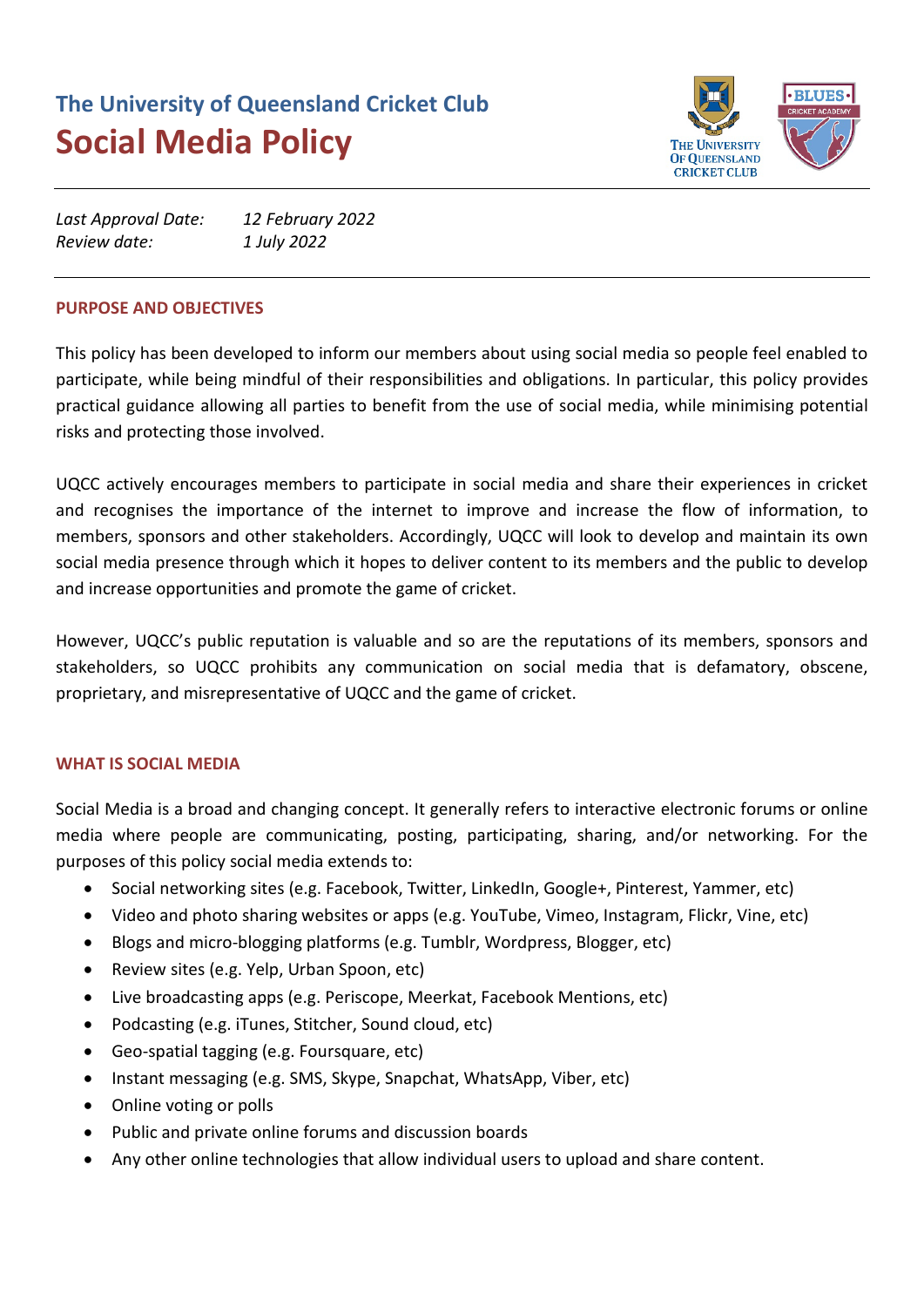# The University of Queensland Cricket Club
# Social Media Policy

*Last Approval Date:* *12 February 2022*
*Review date:* *1 July 2022*

## PURPOSE AND OBJECTIVES

This policy has been developed to inform our members about using social media so people feel enabled to participate, while being mindful of their responsibilities and obligations. In particular, this policy provides practical guidance allowing all parties to benefit from the use of social media, while minimising potential risks and protecting those involved.

UQCC actively encourages members to participate in social media and share their experiences in cricket and recognises the importance of the internet to improve and increase the flow of information, to members, sponsors and other stakeholders. Accordingly, UQCC will look to develop and maintain its own social media presence through which it hopes to deliver content to its members and the public to develop and increase opportunities and promote the game of cricket.

However, UQCC's public reputation is valuable and so are the reputations of its members, sponsors and stakeholders, so UQCC prohibits any communication on social media that is defamatory, obscene, proprietary, and misrepresentative of UQCC and the game of cricket.

## WHAT IS SOCIAL MEDIA

Social Media is a broad and changing concept. It generally refers to interactive electronic forums or online media where people are communicating, posting, participating, sharing, and/or networking. For the purposes of this policy social media extends to:

- Social networking sites (e.g. Facebook, Twitter, LinkedIn, Google+, Pinterest, Yammer, etc)
- Video and photo sharing websites or apps (e.g. YouTube, Vimeo, Instagram, Flickr, Vine, etc)
- Blogs and micro-blogging platforms (e.g. Tumblr, Wordpress, Blogger, etc)
- Review sites (e.g. Yelp, Urban Spoon, etc)
- Live broadcasting apps (e.g. Periscope, Meerkat, Facebook Mentions, etc)
- Podcasting (e.g. iTunes, Stitcher, Sound cloud, etc)
- Geo-spatial tagging (e.g. Foursquare, etc)
- Instant messaging (e.g. SMS, Skype, Snapchat, WhatsApp, Viber, etc)
- Online voting or polls
- Public and private online forums and discussion boards
- Any other online technologies that allow individual users to upload and share content.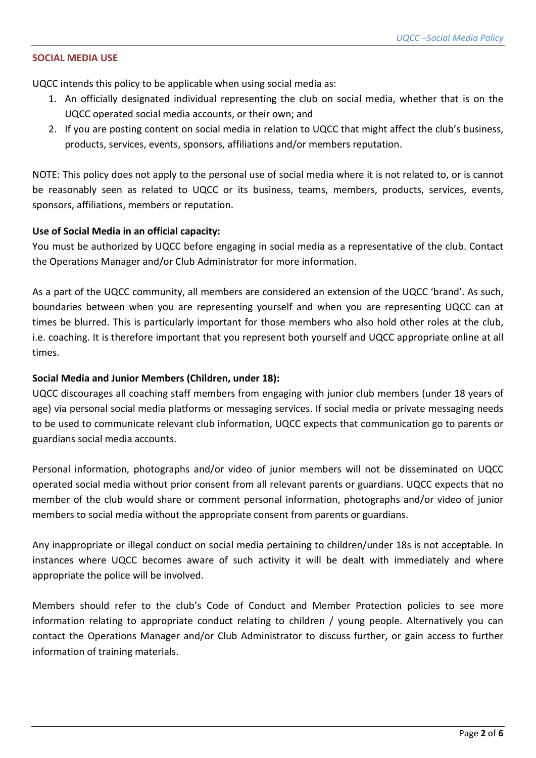## SOCIAL MEDIA USE

UQCC intends this policy to be applicable when using social media as:

1. An officially designated individual representing the club on social media, whether that is on the UQCC operated social media accounts, or their own; and
2. If you are posting content on social media in relation to UQCC that might affect the club's business, products, services, events, sponsors, affiliations and/or members reputation.

NOTE: This policy does not apply to the personal use of social media where it is not related to, or is cannot be reasonably seen as related to UQCC or its business, teams, members, products, services, events, sponsors, affiliations, members or reputation.

**Use of Social Media in an official capacity:**

You must be authorized by UQCC before engaging in social media as a representative of the club. Contact the Operations Manager and/or Club Administrator for more information.

As a part of the UQCC community, all members are considered an extension of the UQCC 'brand'. As such, boundaries between when you are representing yourself and when you are representing UQCC can at times be blurred. This is particularly important for those members who also hold other roles at the club, i.e. coaching. It is therefore important that you represent both yourself and UQCC appropriate online at all times.

**Social Media and Junior Members (Children, under 18):**

UQCC discourages all coaching staff members from engaging with junior club members (under 18 years of age) via personal social media platforms or messaging services. If social media or private messaging needs to be used to communicate relevant club information, UQCC expects that communication go to parents or guardians social media accounts.

Personal information, photographs and/or video of junior members will not be disseminated on UQCC operated social media without prior consent from all relevant parents or guardians. UQCC expects that no member of the club would share or comment personal information, photographs and/or video of junior members to social media without the appropriate consent from parents or guardians.

Any inappropriate or illegal conduct on social media pertaining to children/under 18s is not acceptable. In instances where UQCC becomes aware of such activity it will be dealt with immediately and where appropriate the police will be involved.

Members should refer to the club's Code of Conduct and Member Protection policies to see more information relating to appropriate conduct relating to children / young people. Alternatively you can contact the Operations Manager and/or Club Administrator to discuss further, or gain access to further information of training materials.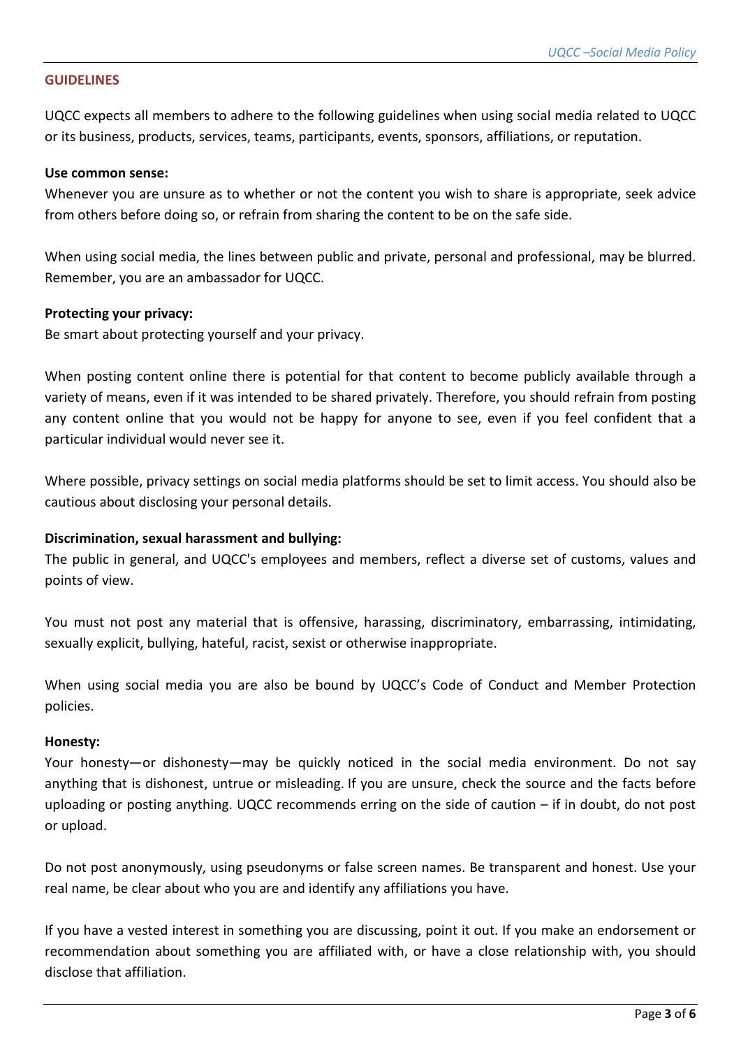## GUIDELINES

UQCC expects all members to adhere to the following guidelines when using social media related to UQCC or its business, products, services, teams, participants, events, sponsors, affiliations, or reputation.

**Use common sense:**

Whenever you are unsure as to whether or not the content you wish to share is appropriate, seek advice from others before doing so, or refrain from sharing the content to be on the safe side.

When using social media, the lines between public and private, personal and professional, may be blurred. Remember, you are an ambassador for UQCC.

**Protecting your privacy:**

Be smart about protecting yourself and your privacy.

When posting content online there is potential for that content to become publicly available through a variety of means, even if it was intended to be shared privately. Therefore, you should refrain from posting any content online that you would not be happy for anyone to see, even if you feel confident that a particular individual would never see it.

Where possible, privacy settings on social media platforms should be set to limit access. You should also be cautious about disclosing your personal details.

**Discrimination, sexual harassment and bullying:**

The public in general, and UQCC's employees and members, reflect a diverse set of customs, values and points of view.

You must not post any material that is offensive, harassing, discriminatory, embarrassing, intimidating, sexually explicit, bullying, hateful, racist, sexist or otherwise inappropriate.

When using social media you are also be bound by UQCC's Code of Conduct and Member Protection policies.

**Honesty:**

Your honesty—or dishonesty—may be quickly noticed in the social media environment. Do not say anything that is dishonest, untrue or misleading. If you are unsure, check the source and the facts before uploading or posting anything. UQCC recommends erring on the side of caution – if in doubt, do not post or upload.

Do not post anonymously, using pseudonyms or false screen names. Be transparent and honest. Use your real name, be clear about who you are and identify any affiliations you have.

If you have a vested interest in something you are discussing, point it out. If you make an endorsement or recommendation about something you are affiliated with, or have a close relationship with, you should disclose that affiliation.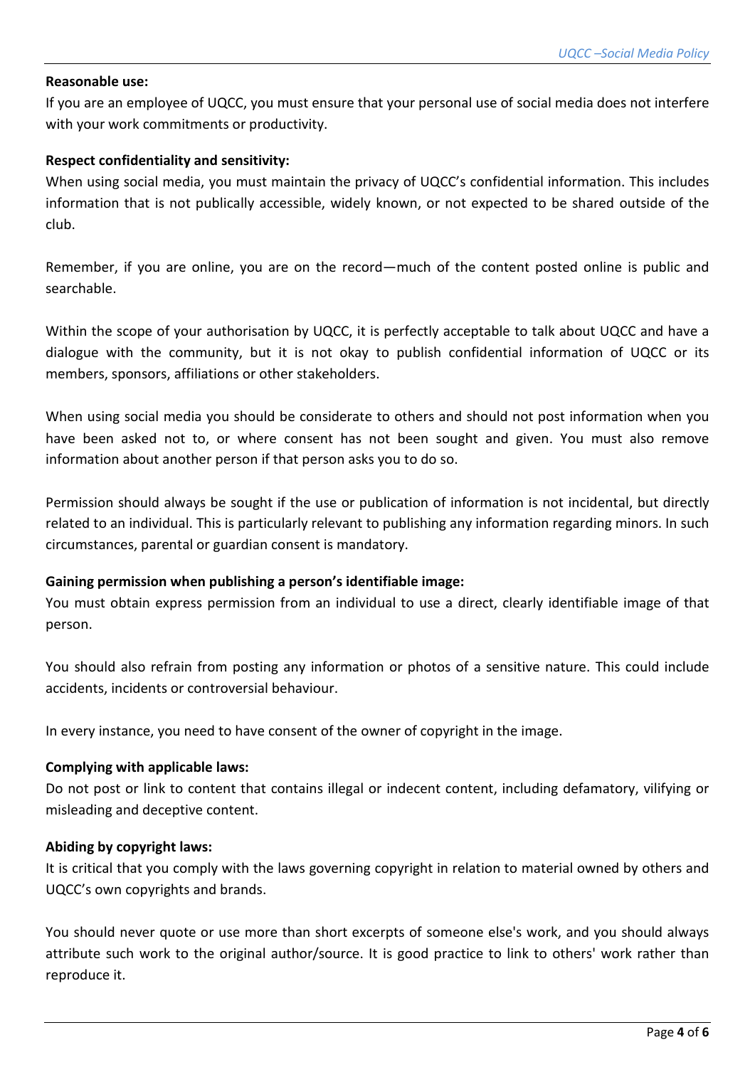**Reasonable use:**

If you are an employee of UQCC, you must ensure that your personal use of social media does not interfere with your work commitments or productivity.

**Respect confidentiality and sensitivity:**

When using social media, you must maintain the privacy of UQCC's confidential information. This includes information that is not publically accessible, widely known, or not expected to be shared outside of the club.

Remember, if you are online, you are on the record—much of the content posted online is public and searchable.

Within the scope of your authorisation by UQCC, it is perfectly acceptable to talk about UQCC and have a dialogue with the community, but it is not okay to publish confidential information of UQCC or its members, sponsors, affiliations or other stakeholders.

When using social media you should be considerate to others and should not post information when you have been asked not to, or where consent has not been sought and given. You must also remove information about another person if that person asks you to do so.

Permission should always be sought if the use or publication of information is not incidental, but directly related to an individual. This is particularly relevant to publishing any information regarding minors. In such circumstances, parental or guardian consent is mandatory.

**Gaining permission when publishing a person's identifiable image:**

You must obtain express permission from an individual to use a direct, clearly identifiable image of that person.

You should also refrain from posting any information or photos of a sensitive nature. This could include accidents, incidents or controversial behaviour.

In every instance, you need to have consent of the owner of copyright in the image.

**Complying with applicable laws:**

Do not post or link to content that contains illegal or indecent content, including defamatory, vilifying or misleading and deceptive content.

**Abiding by copyright laws:**

It is critical that you comply with the laws governing copyright in relation to material owned by others and UQCC's own copyrights and brands.

You should never quote or use more than short excerpts of someone else's work, and you should always attribute such work to the original author/source. It is good practice to link to others' work rather than reproduce it.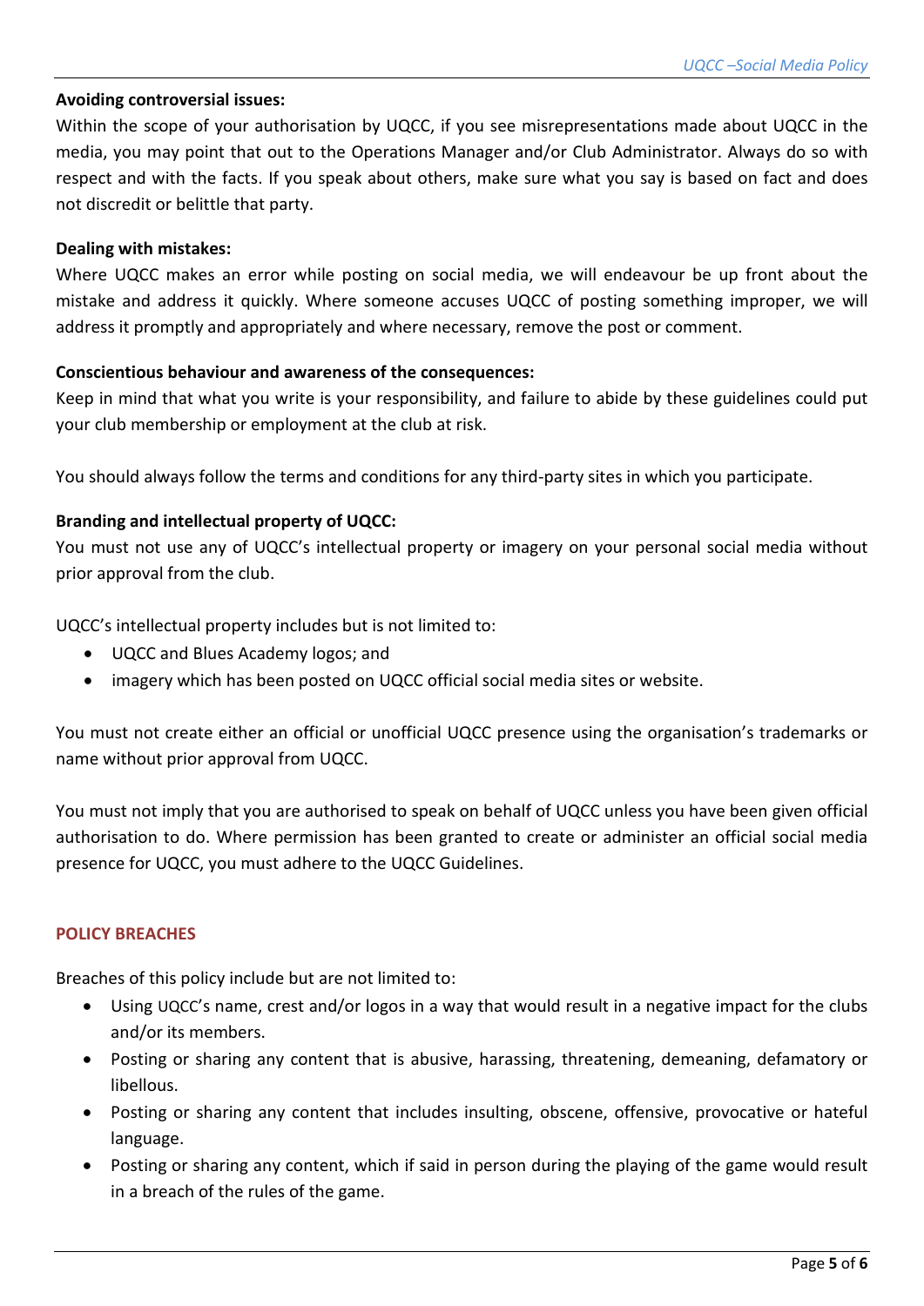**Avoiding controversial issues:**

Within the scope of your authorisation by UQCC, if you see misrepresentations made about UQCC in the media, you may point that out to the Operations Manager and/or Club Administrator. Always do so with respect and with the facts. If you speak about others, make sure what you say is based on fact and does not discredit or belittle that party.

**Dealing with mistakes:**

Where UQCC makes an error while posting on social media, we will endeavour be up front about the mistake and address it quickly. Where someone accuses UQCC of posting something improper, we will address it promptly and appropriately and where necessary, remove the post or comment.

**Conscientious behaviour and awareness of the consequences:**

Keep in mind that what you write is your responsibility, and failure to abide by these guidelines could put your club membership or employment at the club at risk.

You should always follow the terms and conditions for any third-party sites in which you participate.

**Branding and intellectual property of UQCC:**

You must not use any of UQCC's intellectual property or imagery on your personal social media without prior approval from the club.

UQCC's intellectual property includes but is not limited to:

- UQCC and Blues Academy logos; and
- imagery which has been posted on UQCC official social media sites or website.

You must not create either an official or unofficial UQCC presence using the organisation's trademarks or name without prior approval from UQCC.

You must not imply that you are authorised to speak on behalf of UQCC unless you have been given official authorisation to do. Where permission has been granted to create or administer an official social media presence for UQCC, you must adhere to the UQCC Guidelines.

## POLICY BREACHES

Breaches of this policy include but are not limited to:

- Using UQCC's name, crest and/or logos in a way that would result in a negative impact for the clubs and/or its members.
- Posting or sharing any content that is abusive, harassing, threatening, demeaning, defamatory or libellous.
- Posting or sharing any content that includes insulting, obscene, offensive, provocative or hateful language.
- Posting or sharing any content, which if said in person during the playing of the game would result in a breach of the rules of the game.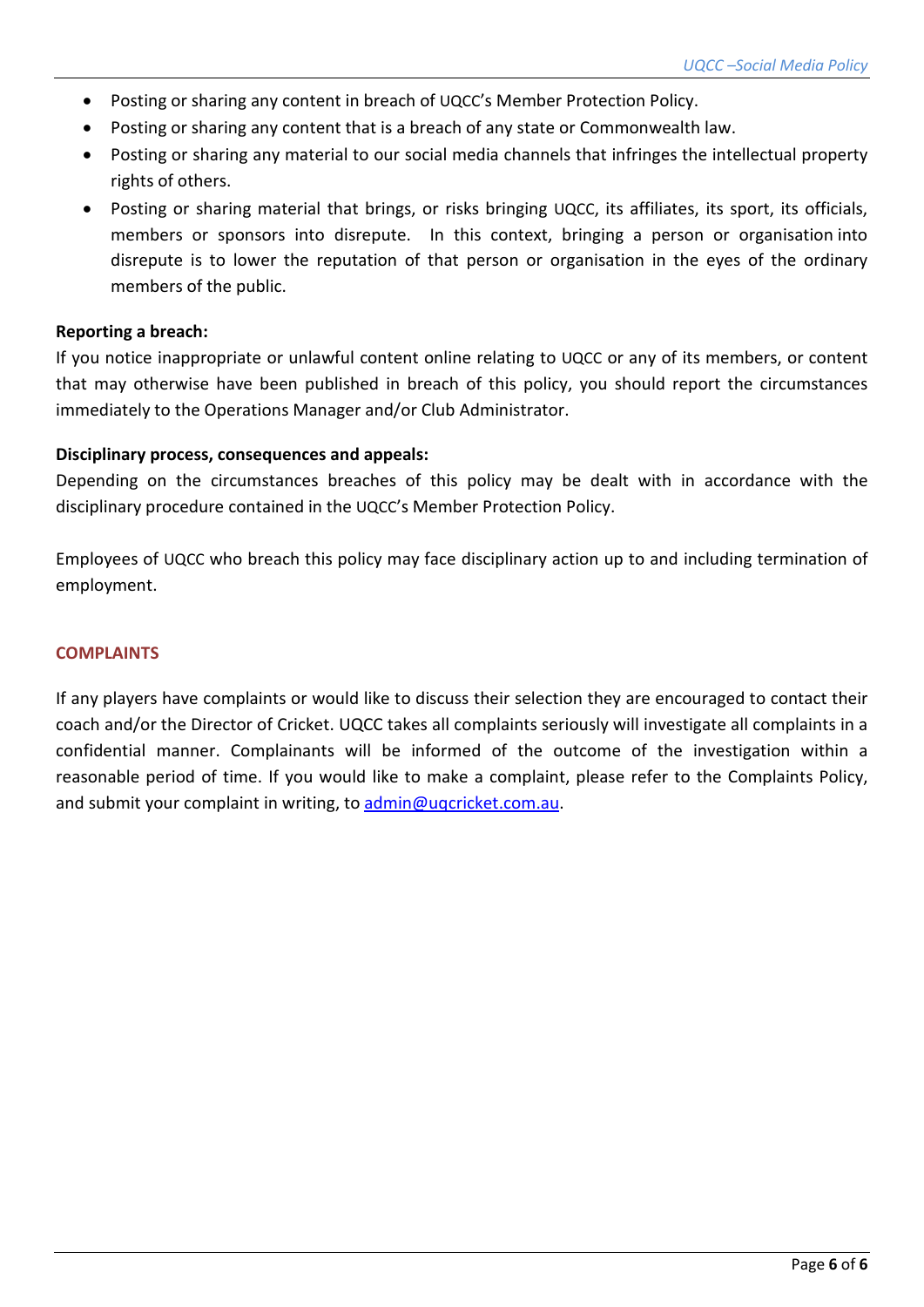- Posting or sharing any content in breach of UQCC's Member Protection Policy.
- Posting or sharing any content that is a breach of any state or Commonwealth law.
- Posting or sharing any material to our social media channels that infringes the intellectual property rights of others.
- Posting or sharing material that brings, or risks bringing UQCC, its affiliates, its sport, its officials, members or sponsors into disrepute. In this context, bringing a person or organisation into disrepute is to lower the reputation of that person or organisation in the eyes of the ordinary members of the public.

**Reporting a breach:**

If you notice inappropriate or unlawful content online relating to UQCC or any of its members, or content that may otherwise have been published in breach of this policy, you should report the circumstances immediately to the Operations Manager and/or Club Administrator.

**Disciplinary process, consequences and appeals:**

Depending on the circumstances breaches of this policy may be dealt with in accordance with the disciplinary procedure contained in the UQCC's Member Protection Policy.

Employees of UQCC who breach this policy may face disciplinary action up to and including termination of employment.

## COMPLAINTS

If any players have complaints or would like to discuss their selection they are encouraged to contact their coach and/or the Director of Cricket. UQCC takes all complaints seriously will investigate all complaints in a confidential manner. Complainants will be informed of the outcome of the investigation within a reasonable period of time. If you would like to make a complaint, please refer to the Complaints Policy, and submit your complaint in writing, to admin@uqcricket.com.au.